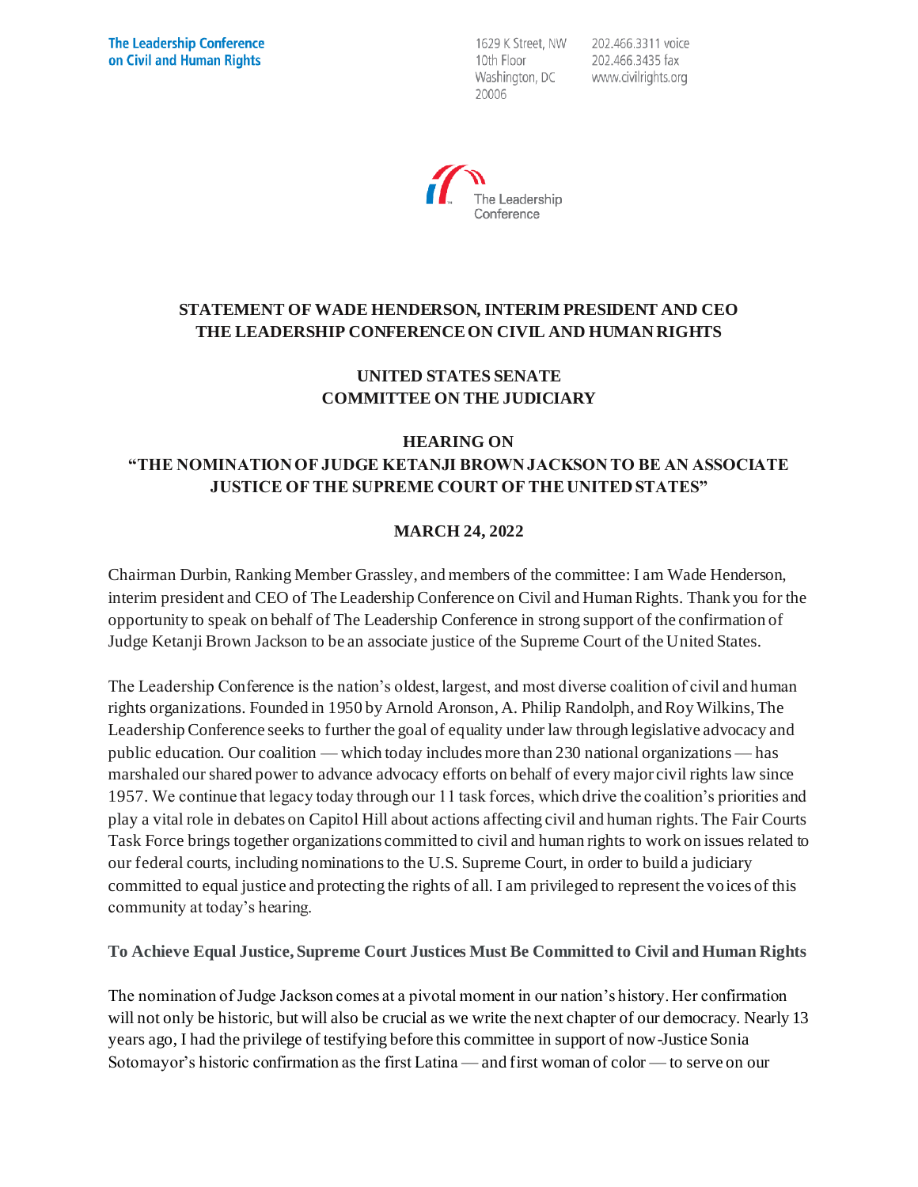The Leadership Conference on Civil and Human Rights

1629 K Street, NW
10th Floor
Washington, DC
20006

202.466.3311 voice
202.466.3435 fax
www.civilrights.org

The Leadership Conference

**STATEMENT OF WADE HENDERSON, INTERIM PRESIDENT AND CEO**
**THE LEADERSHIP CONFERENCE ON CIVIL AND HUMAN RIGHTS**

**UNITED STATES SENATE**
**COMMITTEE ON THE JUDICIARY**

**HEARING ON**
**"THE NOMINATION OF JUDGE KETANJI BROWN JACKSON TO BE AN ASSOCIATE JUSTICE OF THE SUPREME COURT OF THE UNITED STATES"**

**MARCH 24, 2022**

Chairman Durbin, Ranking Member Grassley, and members of the committee: I am Wade Henderson, interim president and CEO of The Leadership Conference on Civil and Human Rights. Thank you for the opportunity to speak on behalf of The Leadership Conference in strong support of the confirmation of Judge Ketanji Brown Jackson to be an associate justice of the Supreme Court of the United States.

The Leadership Conference is the nation's oldest, largest, and most diverse coalition of civil and human rights organizations. Founded in 1950 by Arnold Aronson, A. Philip Randolph, and Roy Wilkins, The Leadership Conference seeks to further the goal of equality under law through legislative advocacy and public education. Our coalition — which today includes more than 230 national organizations — has marshaled our shared power to advance advocacy efforts on behalf of every major civil rights law since 1957. We continue that legacy today through our 11 task forces, which drive the coalition's priorities and play a vital role in debates on Capitol Hill about actions affecting civil and human rights. The Fair Courts Task Force brings together organizations committed to civil and human rights to work on issues related to our federal courts, including nominations to the U.S. Supreme Court, in order to build a judiciary committed to equal justice and protecting the rights of all. I am privileged to represent the voices of this community at today's hearing.

**To Achieve Equal Justice, Supreme Court Justices Must Be Committed to Civil and Human Rights**

The nomination of Judge Jackson comes at a pivotal moment in our nation's history. Her confirmation will not only be historic, but will also be crucial as we write the next chapter of our democracy. Nearly 13 years ago, I had the privilege of testifying before this committee in support of now-Justice Sonia Sotomayor's historic confirmation as the first Latina — and first woman of color — to serve on our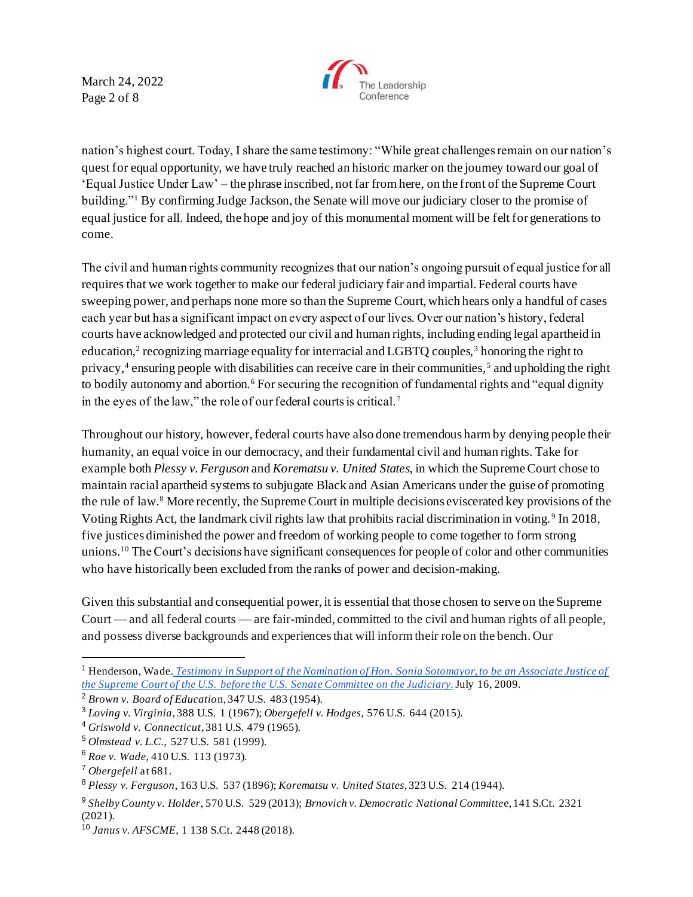nation's highest court. Today, I share the same testimony: "While great challenges remain on our nation's quest for equal opportunity, we have truly reached an historic marker on the journey toward our goal of 'Equal Justice Under Law' – the phrase inscribed, not far from here, on the front of the Supreme Court building."[1] By confirming Judge Jackson, the Senate will move our judiciary closer to the promise of equal justice for all. Indeed, the hope and joy of this monumental moment will be felt for generations to come.

The civil and human rights community recognizes that our nation's ongoing pursuit of equal justice for all requires that we work together to make our federal judiciary fair and impartial. Federal courts have sweeping power, and perhaps none more so than the Supreme Court, which hears only a handful of cases each year but has a significant impact on every aspect of our lives. Over our nation's history, federal courts have acknowledged and protected our civil and human rights, including ending legal apartheid in education,[2] recognizing marriage equality for interracial and LGBTQ couples,[3] honoring the right to privacy,[4] ensuring people with disabilities can receive care in their communities,[5] and upholding the right to bodily autonomy and abortion.[6] For securing the recognition of fundamental rights and "equal dignity in the eyes of the law," the role of our federal courts is critical.[7]

Throughout our history, however, federal courts have also done tremendous harm by denying people their humanity, an equal voice in our democracy, and their fundamental civil and human rights. Take for example both *Plessy v. Ferguson* and *Korematsu v. United States*, in which the Supreme Court chose to maintain racial apartheid systems to subjugate Black and Asian Americans under the guise of promoting the rule of law.[8] More recently, the Supreme Court in multiple decisions eviscerated key provisions of the Voting Rights Act, the landmark civil rights law that prohibits racial discrimination in voting.[9] In 2018, five justices diminished the power and freedom of working people to come together to form strong unions.[10] The Court's decisions have significant consequences for people of color and other communities who have historically been excluded from the ranks of power and decision-making.

Given this substantial and consequential power, it is essential that those chosen to serve on the Supreme Court — and all federal courts — are fair-minded, committed to the civil and human rights of all people, and possess diverse backgrounds and experiences that will inform their role on the bench. Our

---

[1] Henderson, Wade. *Testimony in Support of the Nomination of Hon. Sonia Sotomayor, to be an Associate Justice of the Supreme Court of the U.S. before the U.S. Senate Committee on the Judiciary.* July 16, 2009.

[2] *Brown v. Board of Education*, 347 U.S. 483 (1954).

[3] *Loving v. Virginia*, 388 U.S. 1 (1967); *Obergefell v. Hodges*, 576 U.S. 644 (2015).

[4] *Griswold v. Connecticut*, 381 U.S. 479 (1965).

[5] *Olmstead v. L.C.*, 527 U.S. 581 (1999).

[6] *Roe v. Wade*, 410 U.S. 113 (1973).

[7] *Obergefell* at 681.

[8] *Plessy v. Ferguson*, 163 U.S. 537 (1896); *Korematsu v. United States*, 323 U.S. 214 (1944).

[9] *Shelby County v. Holder*, 570 U.S. 529 (2013); *Brnovich v. Democratic National Committee*, 141 S.Ct. 2321 (2021).

[10] *Janus v. AFSCME*, 1 138 S.Ct. 2448 (2018).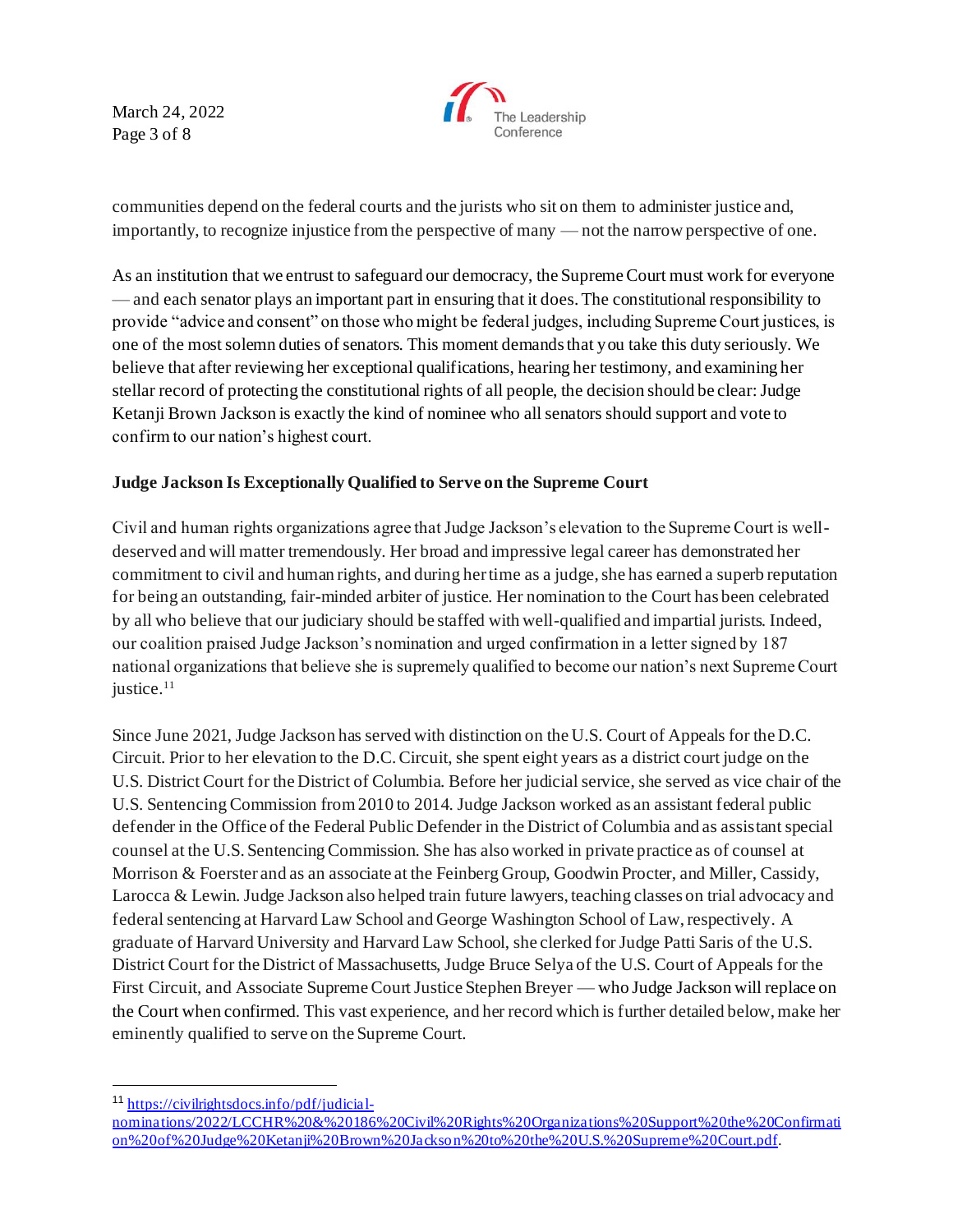communities depend on the federal courts and the jurists who sit on them to administer justice and, importantly, to recognize injustice from the perspective of many — not the narrow perspective of one.

As an institution that we entrust to safeguard our democracy, the Supreme Court must work for everyone — and each senator plays an important part in ensuring that it does. The constitutional responsibility to provide "advice and consent" on those who might be federal judges, including Supreme Court justices, is one of the most solemn duties of senators. This moment demands that you take this duty seriously. We believe that after reviewing her exceptional qualifications, hearing her testimony, and examining her stellar record of protecting the constitutional rights of all people, the decision should be clear: Judge Ketanji Brown Jackson is exactly the kind of nominee who all senators should support and vote to confirm to our nation's highest court.

**Judge Jackson Is Exceptionally Qualified to Serve on the Supreme Court**

Civil and human rights organizations agree that Judge Jackson's elevation to the Supreme Court is well-deserved and will matter tremendously. Her broad and impressive legal career has demonstrated her commitment to civil and human rights, and during her time as a judge, she has earned a superb reputation for being an outstanding, fair-minded arbiter of justice. Her nomination to the Court has been celebrated by all who believe that our judiciary should be staffed with well-qualified and impartial jurists. Indeed, our coalition praised Judge Jackson's nomination and urged confirmation in a letter signed by 187 national organizations that believe she is supremely qualified to become our nation's next Supreme Court justice.[11]

Since June 2021, Judge Jackson has served with distinction on the U.S. Court of Appeals for the D.C. Circuit. Prior to her elevation to the D.C. Circuit, she spent eight years as a district court judge on the U.S. District Court for the District of Columbia. Before her judicial service, she served as vice chair of the U.S. Sentencing Commission from 2010 to 2014. Judge Jackson worked as an assistant federal public defender in the Office of the Federal Public Defender in the District of Columbia and as assistant special counsel at the U.S. Sentencing Commission. She has also worked in private practice as of counsel at Morrison & Foerster and as an associate at the Feinberg Group, Goodwin Procter, and Miller, Cassidy, Larocca & Lewin. Judge Jackson also helped train future lawyers, teaching classes on trial advocacy and federal sentencing at Harvard Law School and George Washington School of Law, respectively. A graduate of Harvard University and Harvard Law School, she clerked for Judge Patti Saris of the U.S. District Court for the District of Massachusetts, Judge Bruce Selya of the U.S. Court of Appeals for the First Circuit, and Associate Supreme Court Justice Stephen Breyer — who Judge Jackson will replace on the Court when confirmed. This vast experience, and her record which is further detailed below, make her eminently qualified to serve on the Supreme Court.

---

[11] https://civilrightsdocs.info/pdf/judicial-nominations/2022/LCCHR%20&%20186%20Civil%20Rights%20Organizations%20Support%20the%20Confirmation%20of%20Judge%20Ketanji%20Brown%20Jackson%20to%20the%20U.S.%20Supreme%20Court.pdf.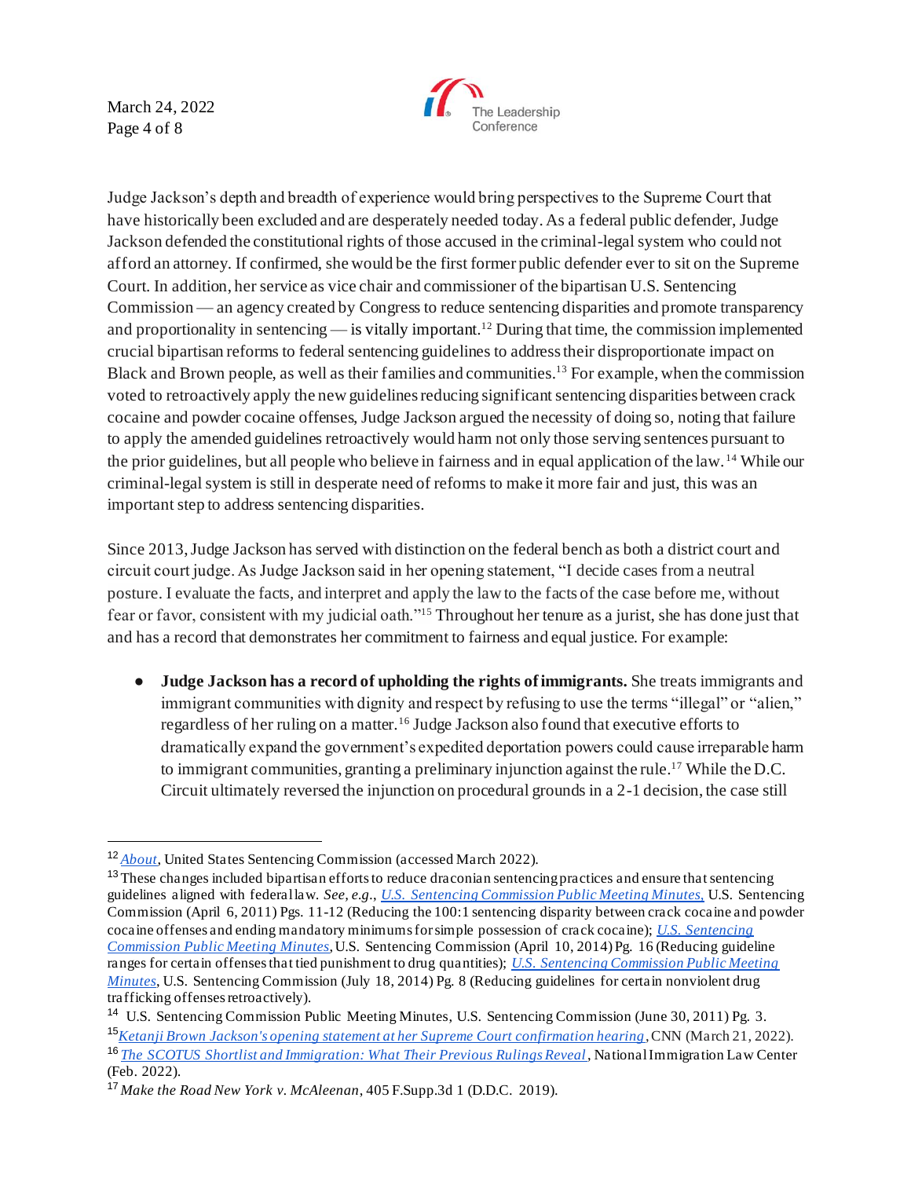Judge Jackson's depth and breadth of experience would bring perspectives to the Supreme Court that have historically been excluded and are desperately needed today. As a federal public defender, Judge Jackson defended the constitutional rights of those accused in the criminal-legal system who could not afford an attorney. If confirmed, she would be the first former public defender ever to sit on the Supreme Court. In addition, her service as vice chair and commissioner of the bipartisan U.S. Sentencing Commission — an agency created by Congress to reduce sentencing disparities and promote transparency and proportionality in sentencing — is vitally important.[12] During that time, the commission implemented crucial bipartisan reforms to federal sentencing guidelines to address their disproportionate impact on Black and Brown people, as well as their families and communities.[13] For example, when the commission voted to retroactively apply the new guidelines reducing significant sentencing disparities between crack cocaine and powder cocaine offenses, Judge Jackson argued the necessity of doing so, noting that failure to apply the amended guidelines retroactively would harm not only those serving sentences pursuant to the prior guidelines, but all people who believe in fairness and in equal application of the law.[14] While our criminal-legal system is still in desperate need of reforms to make it more fair and just, this was an important step to address sentencing disparities.

Since 2013, Judge Jackson has served with distinction on the federal bench as both a district court and circuit court judge. As Judge Jackson said in her opening statement, "I decide cases from a neutral posture. I evaluate the facts, and interpret and apply the law to the facts of the case before me, without fear or favor, consistent with my judicial oath."[15] Throughout her tenure as a jurist, she has done just that and has a record that demonstrates her commitment to fairness and equal justice. For example:

- **Judge Jackson has a record of upholding the rights of immigrants.** She treats immigrants and immigrant communities with dignity and respect by refusing to use the terms "illegal" or "alien," regardless of her ruling on a matter.[16] Judge Jackson also found that executive efforts to dramatically expand the government's expedited deportation powers could cause irreparable harm to immigrant communities, granting a preliminary injunction against the rule.[17] While the D.C. Circuit ultimately reversed the injunction on procedural grounds in a 2-1 decision, the case still

---

[12] *About*, United States Sentencing Commission (accessed March 2022).

[13] These changes included bipartisan efforts to reduce draconian sentencing practices and ensure that sentencing guidelines aligned with federal law. *See, e.g.*, *U.S. Sentencing Commission Public Meeting Minutes,* U.S. Sentencing Commission (April 6, 2011) Pgs. 11-12 (Reducing the 100:1 sentencing disparity between crack cocaine and powder cocaine offenses and ending mandatory minimums for simple possession of crack cocaine); *U.S. Sentencing Commission Public Meeting Minutes*, U.S. Sentencing Commission (April 10, 2014) Pg. 16 (Reducing guideline ranges for certain offenses that tied punishment to drug quantities); *U.S. Sentencing Commission Public Meeting Minutes*, U.S. Sentencing Commission (July 18, 2014) Pg. 8 (Reducing guidelines for certain nonviolent drug trafficking offenses retroactively).

[14] U.S. Sentencing Commission Public Meeting Minutes, U.S. Sentencing Commission (June 30, 2011) Pg. 3.

[15] *Ketanji Brown Jackson's opening statement at her Supreme Court confirmation hearing*, CNN (March 21, 2022).

[16] *The SCOTUS Shortlist and Immigration: What Their Previous Rulings Reveal*, National Immigration Law Center (Feb. 2022).

[17] *Make the Road New York v. McAleenan*, 405 F.Supp.3d 1 (D.D.C. 2019).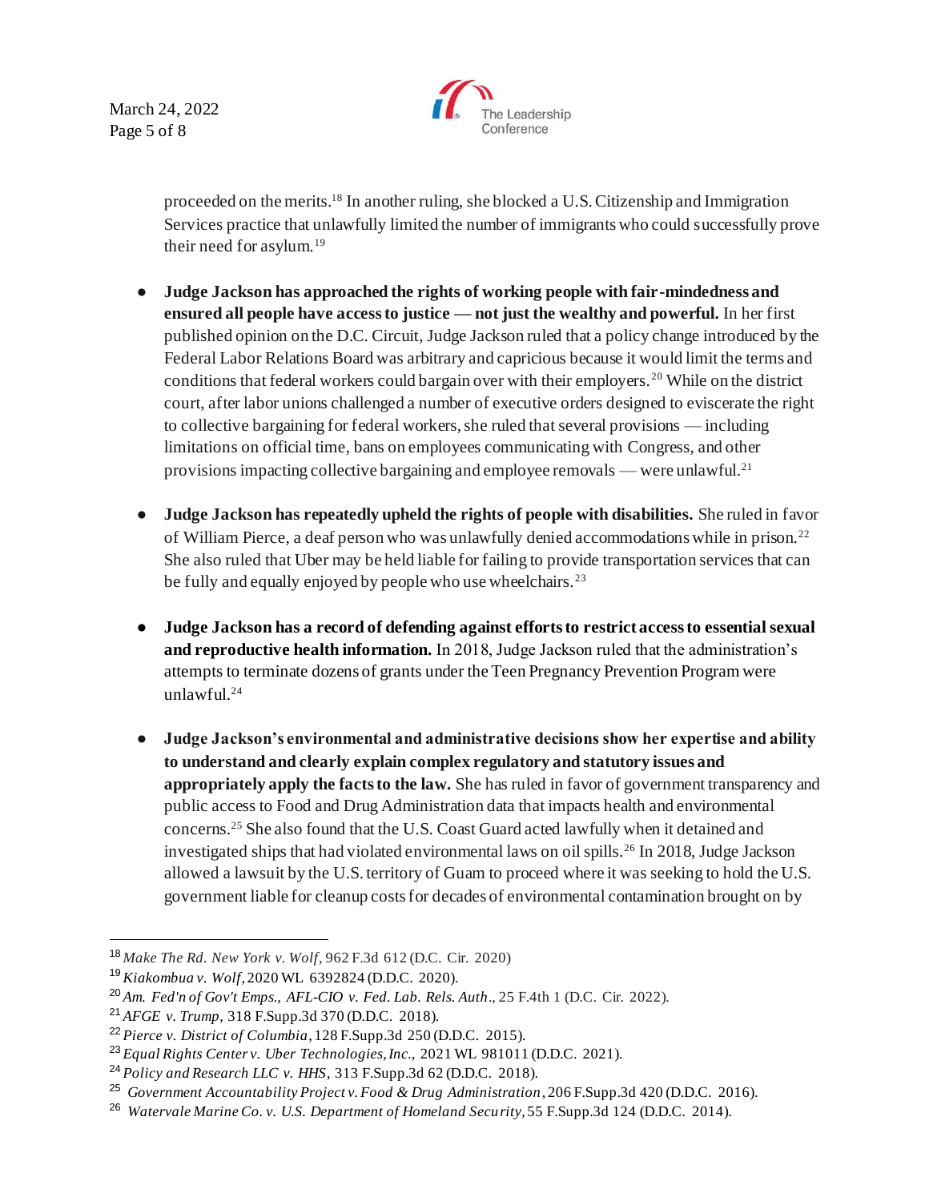proceeded on the merits.[18] In another ruling, she blocked a U.S. Citizenship and Immigration Services practice that unlawfully limited the number of immigrants who could successfully prove their need for asylum.[19]

- **Judge Jackson has approached the rights of working people with fair-mindedness and ensured all people have access to justice — not just the wealthy and powerful.** In her first published opinion on the D.C. Circuit, Judge Jackson ruled that a policy change introduced by the Federal Labor Relations Board was arbitrary and capricious because it would limit the terms and conditions that federal workers could bargain over with their employers.[20] While on the district court, after labor unions challenged a number of executive orders designed to eviscerate the right to collective bargaining for federal workers, she ruled that several provisions — including limitations on official time, bans on employees communicating with Congress, and other provisions impacting collective bargaining and employee removals — were unlawful.[21]

- **Judge Jackson has repeatedly upheld the rights of people with disabilities.** She ruled in favor of William Pierce, a deaf person who was unlawfully denied accommodations while in prison.[22] She also ruled that Uber may be held liable for failing to provide transportation services that can be fully and equally enjoyed by people who use wheelchairs.[23]

- **Judge Jackson has a record of defending against efforts to restrict access to essential sexual and reproductive health information.** In 2018, Judge Jackson ruled that the administration's attempts to terminate dozens of grants under the Teen Pregnancy Prevention Program were unlawful.[24]

- **Judge Jackson's environmental and administrative decisions show her expertise and ability to understand and clearly explain complex regulatory and statutory issues and appropriately apply the facts to the law.** She has ruled in favor of government transparency and public access to Food and Drug Administration data that impacts health and environmental concerns.[25] She also found that the U.S. Coast Guard acted lawfully when it detained and investigated ships that had violated environmental laws on oil spills.[26] In 2018, Judge Jackson allowed a lawsuit by the U.S. territory of Guam to proceed where it was seeking to hold the U.S. government liable for cleanup costs for decades of environmental contamination brought on by

---

[18] *Make The Rd. New York v. Wolf*, 962 F.3d 612 (D.C. Cir. 2020)

[19] *Kiakombua v. Wolf*, 2020 WL 6392824 (D.D.C. 2020).

[20] *Am. Fed'n of Gov't Emps., AFL-CIO v. Fed. Lab. Rels. Auth*., 25 F.4th 1 (D.C. Cir. 2022).

[21] *AFGE v. Trump*, 318 F.Supp.3d 370 (D.D.C. 2018).

[22] *Pierce v. District of Columbia*, 128 F.Supp.3d 250 (D.D.C. 2015).

[23] *Equal Rights Center v. Uber Technologies, Inc.,* 2021 WL 981011 (D.D.C. 2021).

[24] *Policy and Research LLC v. HHS*, 313 F.Supp.3d 62 (D.D.C. 2018).

[25] *Government Accountability Project v. Food & Drug Administration*, 206 F.Supp.3d 420 (D.D.C. 2016).

[26] *Watervale Marine Co. v. U.S. Department of Homeland Security*, 55 F.Supp.3d 124 (D.D.C. 2014).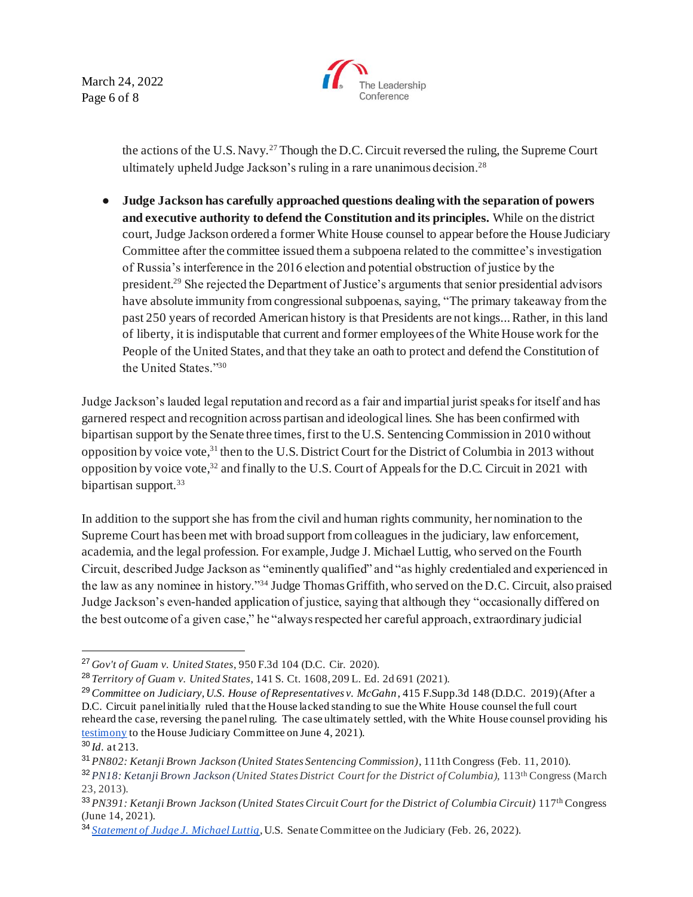the actions of the U.S. Navy.[27] Though the D.C. Circuit reversed the ruling, the Supreme Court ultimately upheld Judge Jackson's ruling in a rare unanimous decision.[28]

- **Judge Jackson has carefully approached questions dealing with the separation of powers and executive authority to defend the Constitution and its principles.** While on the district court, Judge Jackson ordered a former White House counsel to appear before the House Judiciary Committee after the committee issued them a subpoena related to the committee's investigation of Russia's interference in the 2016 election and potential obstruction of justice by the president.[29] She rejected the Department of Justice's arguments that senior presidential advisors have absolute immunity from congressional subpoenas, saying, "The primary takeaway from the past 250 years of recorded American history is that Presidents are not kings... Rather, in this land of liberty, it is indisputable that current and former employees of the White House work for the People of the United States, and that they take an oath to protect and defend the Constitution of the United States."[30]

Judge Jackson's lauded legal reputation and record as a fair and impartial jurist speaks for itself and has garnered respect and recognition across partisan and ideological lines. She has been confirmed with bipartisan support by the Senate three times, first to the U.S. Sentencing Commission in 2010 without opposition by voice vote,[31] then to the U.S. District Court for the District of Columbia in 2013 without opposition by voice vote,[32] and finally to the U.S. Court of Appeals for the D.C. Circuit in 2021 with bipartisan support.[33]

In addition to the support she has from the civil and human rights community, her nomination to the Supreme Court has been met with broad support from colleagues in the judiciary, law enforcement, academia, and the legal profession. For example, Judge J. Michael Luttig, who served on the Fourth Circuit, described Judge Jackson as "eminently qualified" and "as highly credentialed and experienced in the law as any nominee in history."[34] Judge Thomas Griffith, who served on the D.C. Circuit, also praised Judge Jackson's even-handed application of justice, saying that although they "occasionally differed on the best outcome of a given case," he "always respected her careful approach, extraordinary judicial

---

[27] *Gov't of Guam v. United States*, 950 F.3d 104 (D.C. Cir. 2020).

[28] *Territory of Guam v. United States*, 141 S. Ct. 1608, 209 L. Ed. 2d 691 (2021).

[29] *Committee on Judiciary, U.S. House of Representatives v. McGahn*, 415 F.Supp.3d 148 (D.D.C. 2019) (After a D.C. Circuit panel initially ruled that the House lacked standing to sue the White House counsel the full court reheard the case, reversing the panel ruling. The case ultimately settled, with the White House counsel providing his testimony to the House Judiciary Committee on June 4, 2021).

[30] *Id.* at 213.

[31] *PN802: Ketanji Brown Jackson (United States Sentencing Commission)*, 111th Congress (Feb. 11, 2010).

[32] *PN18: Ketanji Brown Jackson (United States District Court for the District of Columbia),* 113th Congress (March 23, 2013).

[33] *PN391: Ketanji Brown Jackson (United States Circuit Court for the District of Columbia Circuit)* 117th Congress (June 14, 2021).

[34] *Statement of Judge J. Michael Luttig*, U.S. Senate Committee on the Judiciary (Feb. 26, 2022).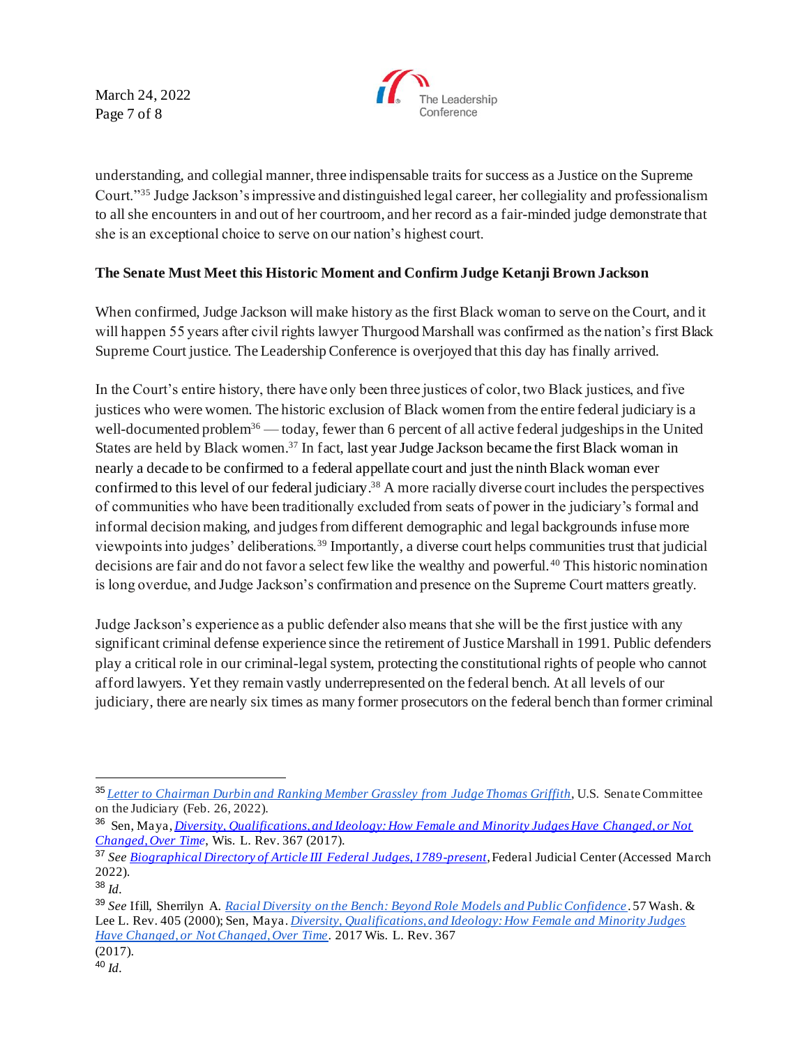understanding, and collegial manner, three indispensable traits for success as a Justice on the Supreme Court."[35] Judge Jackson's impressive and distinguished legal career, her collegiality and professionalism to all she encounters in and out of her courtroom, and her record as a fair-minded judge demonstrate that she is an exceptional choice to serve on our nation's highest court.

**The Senate Must Meet this Historic Moment and Confirm Judge Ketanji Brown Jackson**

When confirmed, Judge Jackson will make history as the first Black woman to serve on the Court, and it will happen 55 years after civil rights lawyer Thurgood Marshall was confirmed as the nation's first Black Supreme Court justice. The Leadership Conference is overjoyed that this day has finally arrived.

In the Court's entire history, there have only been three justices of color, two Black justices, and five justices who were women. The historic exclusion of Black women from the entire federal judiciary is a well-documented problem[36] — today, fewer than 6 percent of all active federal judgeships in the United States are held by Black women.[37] In fact, last year Judge Jackson became the first Black woman in nearly a decade to be confirmed to a federal appellate court and just the ninth Black woman ever confirmed to this level of our federal judiciary.[38] A more racially diverse court includes the perspectives of communities who have been traditionally excluded from seats of power in the judiciary's formal and informal decision making, and judges from different demographic and legal backgrounds infuse more viewpoints into judges' deliberations.[39] Importantly, a diverse court helps communities trust that judicial decisions are fair and do not favor a select few like the wealthy and powerful.[40] This historic nomination is long overdue, and Judge Jackson's confirmation and presence on the Supreme Court matters greatly.

Judge Jackson's experience as a public defender also means that she will be the first justice with any significant criminal defense experience since the retirement of Justice Marshall in 1991. Public defenders play a critical role in our criminal-legal system, protecting the constitutional rights of people who cannot afford lawyers. Yet they remain vastly underrepresented on the federal bench. At all levels of our judiciary, there are nearly six times as many former prosecutors on the federal bench than former criminal

---

[35] *Letter to Chairman Durbin and Ranking Member Grassley from Judge Thomas Griffith*, U.S. Senate Committee on the Judiciary (Feb. 26, 2022).

[36] Sen, Maya, *Diversity, Qualifications, and Ideology: How Female and Minority Judges Have Changed, or Not Changed, Over Time*, Wis. L. Rev. 367 (2017).

[37] *See Biographical Directory of Article III Federal Judges, 1789-present*, Federal Judicial Center (Accessed March 2022).

[38] *Id*.

[39] *See* Ifill, Sherrilyn A. *Racial Diversity on the Bench: Beyond Role Models and Public Confidence*. 57 Wash. & Lee L. Rev. 405 (2000); Sen, Maya. *Diversity, Qualifications, and Ideology: How Female and Minority Judges Have Changed, or Not Changed, Over Time*. 2017 Wis. L. Rev. 367 (2017).

[40] *Id*.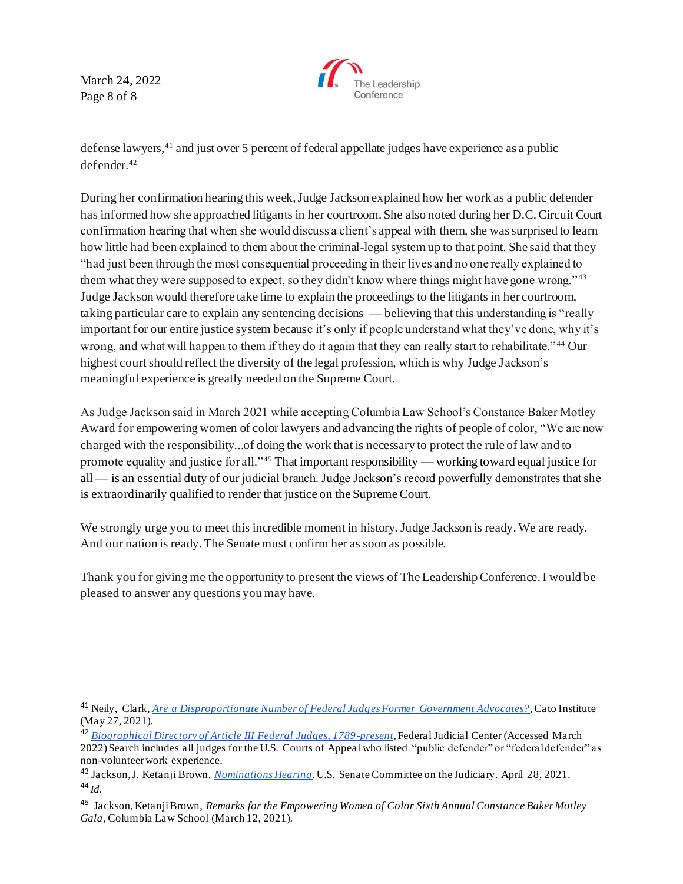defense lawyers,[41] and just over 5 percent of federal appellate judges have experience as a public defender.[42]

During her confirmation hearing this week, Judge Jackson explained how her work as a public defender has informed how she approached litigants in her courtroom. She also noted during her D.C. Circuit Court confirmation hearing that when she would discuss a client's appeal with them, she was surprised to learn how little had been explained to them about the criminal-legal system up to that point. She said that they "had just been through the most consequential proceeding in their lives and no one really explained to them what they were supposed to expect, so they didn't know where things might have gone wrong."[43] Judge Jackson would therefore take time to explain the proceedings to the litigants in her courtroom, taking particular care to explain any sentencing decisions — believing that this understanding is "really important for our entire justice system because it's only if people understand what they've done, why it's wrong, and what will happen to them if they do it again that they can really start to rehabilitate."[44] Our highest court should reflect the diversity of the legal profession, which is why Judge Jackson's meaningful experience is greatly needed on the Supreme Court.

As Judge Jackson said in March 2021 while accepting Columbia Law School's Constance Baker Motley Award for empowering women of color lawyers and advancing the rights of people of color, "We are now charged with the responsibility...of doing the work that is necessary to protect the rule of law and to promote equality and justice for all."[45] That important responsibility — working toward equal justice for all — is an essential duty of our judicial branch. Judge Jackson's record powerfully demonstrates that she is extraordinarily qualified to render that justice on the Supreme Court.

We strongly urge you to meet this incredible moment in history. Judge Jackson is ready. We are ready. And our nation is ready. The Senate must confirm her as soon as possible.

Thank you for giving me the opportunity to present the views of The Leadership Conference. I would be pleased to answer any questions you may have.

---

[41] Neily, Clark, *Are a Disproportionate Number of Federal Judges Former Government Advocates?*, Cato Institute (May 27, 2021).

[42] *Biographical Directory of Article III Federal Judges, 1789-present*, Federal Judicial Center (Accessed March 2022) Search includes all judges for the U.S. Courts of Appeal who listed "public defender" or "federal defender" as non-volunteer work experience.

[43] Jackson, J. Ketanji Brown. *Nominations Hearing*. U.S. Senate Committee on the Judiciary. April 28, 2021.

[44] *Id.*

[45] Jackson, Ketanji Brown, *Remarks for the Empowering Women of Color Sixth Annual Constance Baker Motley Gala*, Columbia Law School (March 12, 2021).